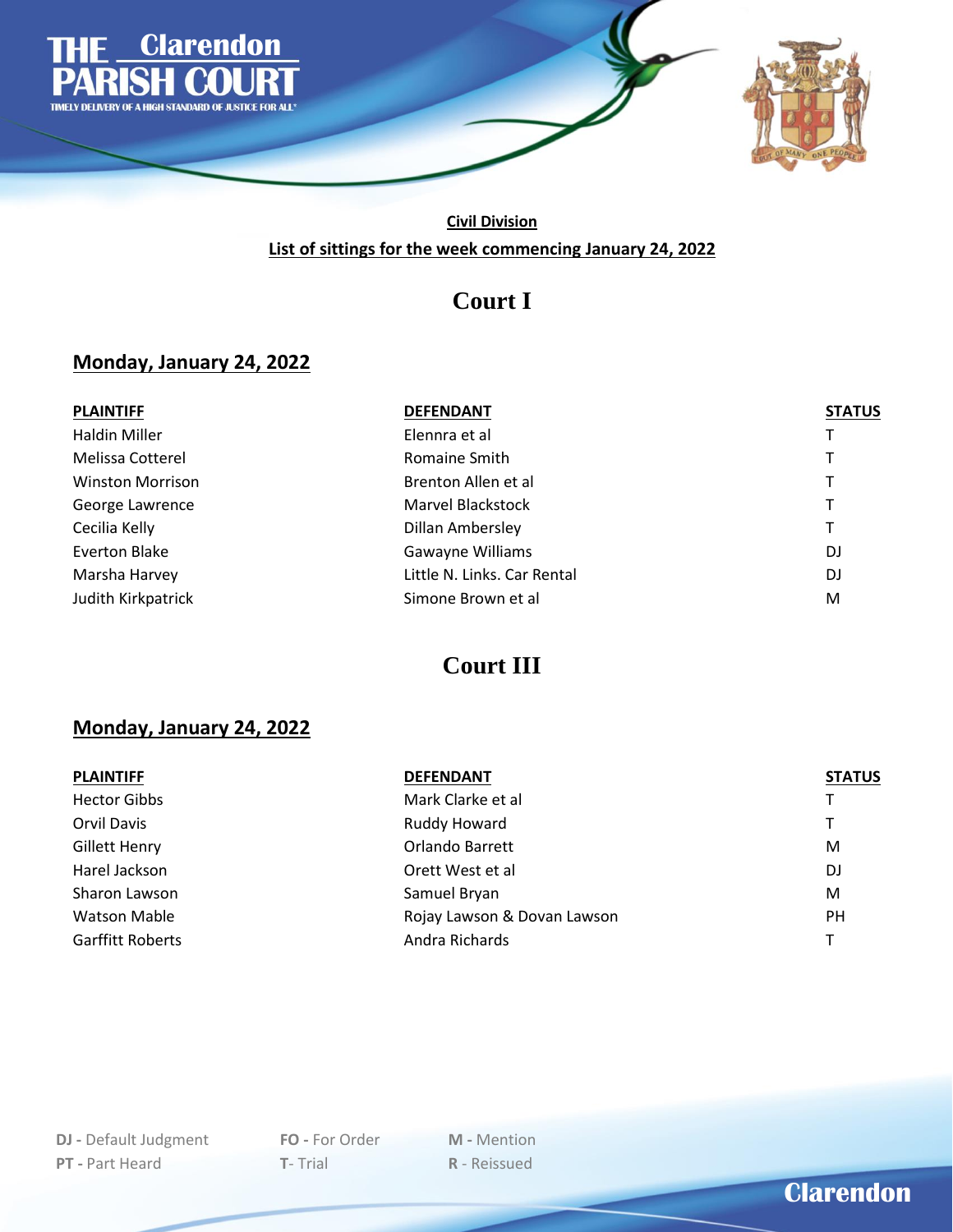**Civil Division**

**List of sittings for the week commencing January 24, 2022**

# Court I

## Monday, January 24, 2022

| PLAINTIFF | DEFENDANT | STATUS |
|---|---|---|
| Haldin Miller | Elennra et al | T |
| Melissa Cotterel | Romaine Smith | T |
| Winston Morrison | Brenton Allen et al | T |
| George Lawrence | Marvel Blackstock | T |
| Cecilia Kelly | Dillan Ambersley | T |
| Everton Blake | Gawayne Williams | DJ |
| Marsha Harvey | Little N. Links. Car Rental | DJ |
| Judith Kirkpatrick | Simone Brown et al | M |

# Court III

## Monday, January 24, 2022

| PLAINTIFF | DEFENDANT | STATUS |
|---|---|---|
| Hector Gibbs | Mark Clarke et al | T |
| Orvil Davis | Ruddy Howard | T |
| Gillett Henry | Orlando Barrett | M |
| Harel Jackson | Orett West et al | DJ |
| Sharon Lawson | Samuel Bryan | M |
| Watson Mable | Rojay Lawson & Dovan Lawson | PH |
| Garffitt Roberts | Andra Richards | T |

**DJ -** Default Judgment **FO -** For Order **M -** Mention
**PT -** Part Heard **T**- Trial **R** - Reissued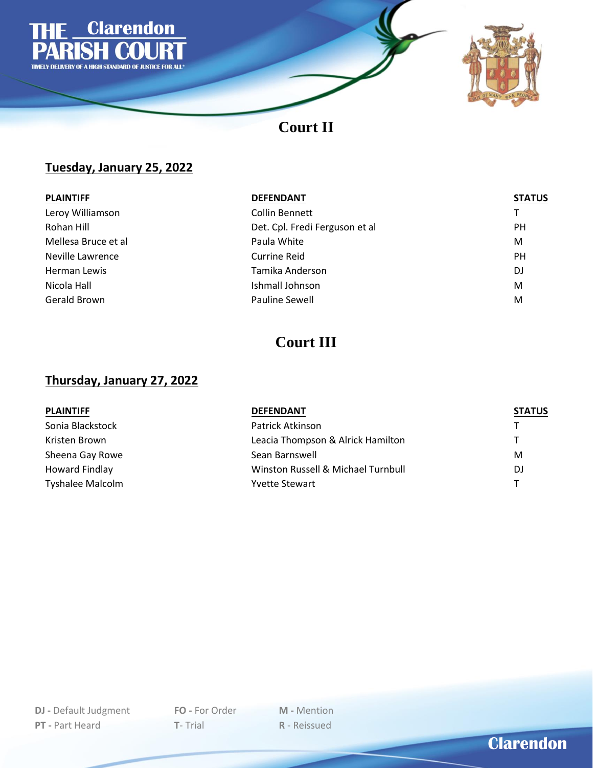## Court II

### Tuesday, January 25, 2022

| PLAINTIFF | DEFENDANT | STATUS |
| --- | --- | --- |
| Leroy Williamson | Collin Bennett | T |
| Rohan Hill | Det. Cpl. Fredi Ferguson et al | PH |
| Mellesa Bruce et al | Paula White | M |
| Neville Lawrence | Currine Reid | PH |
| Herman Lewis | Tamika Anderson | DJ |
| Nicola Hall | Ishmall Johnson | M |
| Gerald Brown | Pauline Sewell | M |

## Court III

### Thursday, January 27, 2022

| PLAINTIFF | DEFENDANT | STATUS |
| --- | --- | --- |
| Sonia Blackstock | Patrick Atkinson | T |
| Kristen Brown | Leacia Thompson & Alrick Hamilton | T |
| Sheena Gay Rowe | Sean Barnswell | M |
| Howard Findlay | Winston Russell & Michael Turnbull | DJ |
| Tyshalee Malcolm | Yvette Stewart | T |

**DJ -** Default Judgment **FO -** For Order **M -** Mention
**PT -** Part Heard **T**- Trial **R** - Reissued